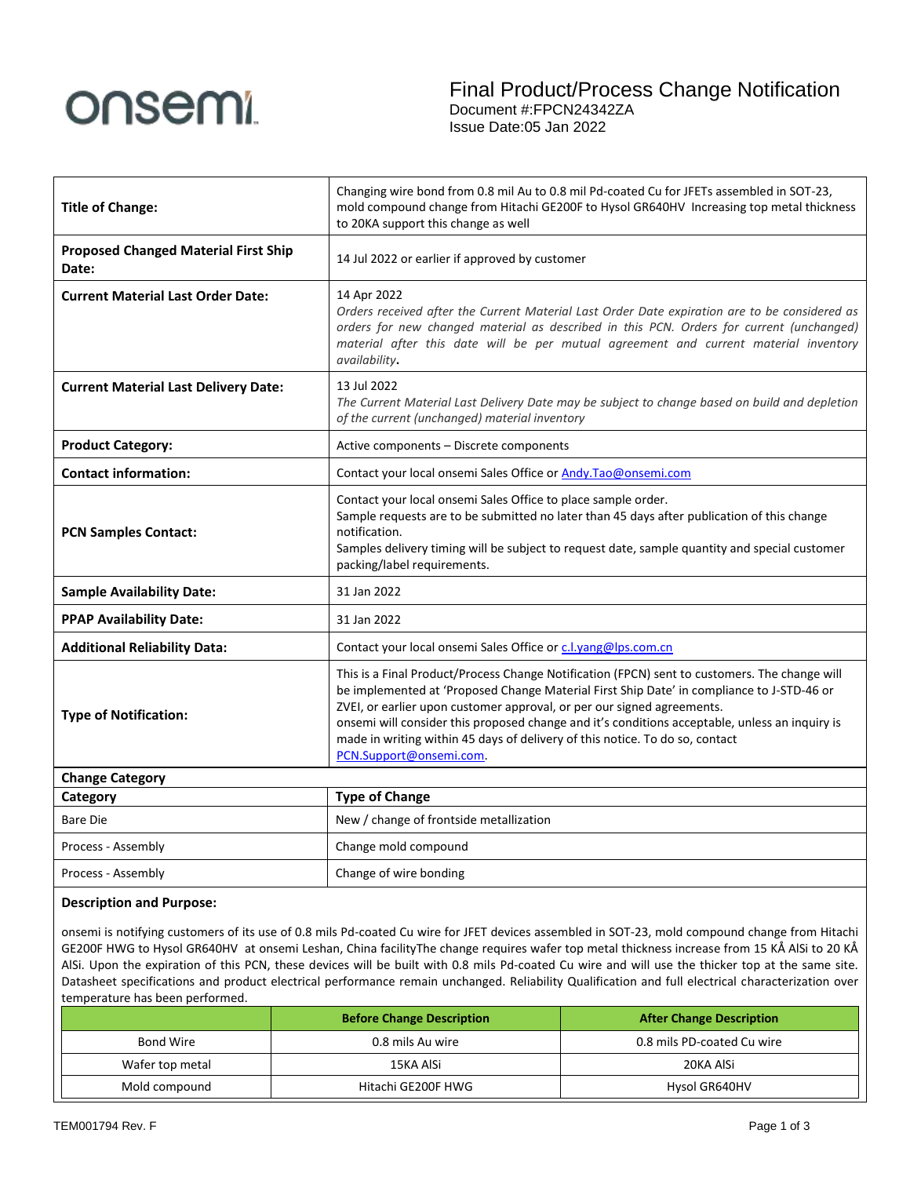onsemi

# Final Product/Process Change Notification

Document #:FPCN24342ZA
Issue Date:05 Jan 2022

| | |
|---|---|
| **Title of Change:** | Changing wire bond from 0.8 mil Au to 0.8 mil Pd-coated Cu for JFETs assembled in SOT-23, mold compound change from Hitachi GE200F to Hysol GR640HV Increasing top metal thickness to 20KA support this change as well |
| **Proposed Changed Material First Ship Date:** | 14 Jul 2022 or earlier if approved by customer |
| **Current Material Last Order Date:** | 14 Apr 2022<br>*Orders received after the Current Material Last Order Date expiration are to be considered as orders for new changed material as described in this PCN. Orders for current (unchanged) material after this date will be per mutual agreement and current material inventory availability.* |
| **Current Material Last Delivery Date:** | 13 Jul 2022<br>*The Current Material Last Delivery Date may be subject to change based on build and depletion of the current (unchanged) material inventory* |
| **Product Category:** | Active components – Discrete components |
| **Contact information:** | Contact your local onsemi Sales Office or Andy.Tao@onsemi.com |
| **PCN Samples Contact:** | Contact your local onsemi Sales Office to place sample order.<br>Sample requests are to be submitted no later than 45 days after publication of this change notification.<br>Samples delivery timing will be subject to request date, sample quantity and special customer packing/label requirements. |
| **Sample Availability Date:** | 31 Jan 2022 |
| **PPAP Availability Date:** | 31 Jan 2022 |
| **Additional Reliability Data:** | Contact your local onsemi Sales Office or c.l.yang@lps.com.cn |
| **Type of Notification:** | This is a Final Product/Process Change Notification (FPCN) sent to customers. The change will be implemented at 'Proposed Change Material First Ship Date' in compliance to J-STD-46 or ZVEI, or earlier upon customer approval, or per our signed agreements.<br>onsemi will consider this proposed change and it's conditions acceptable, unless an inquiry is made in writing within 45 days of delivery of this notice. To do so, contact PCN.Support@onsemi.com. |

**Change Category**

| Category | Type of Change |
|---|---|
| Bare Die | New / change of frontside metallization |
| Process - Assembly | Change mold compound |
| Process - Assembly | Change of wire bonding |

**Description and Purpose:**

onsemi is notifying customers of its use of 0.8 mils Pd-coated Cu wire for JFET devices assembled in SOT-23, mold compound change from Hitachi GE200F HWG to Hysol GR640HV at onsemi Leshan, China facilityThe change requires wafer top metal thickness increase from 15 KÅ AlSi to 20 KÅ AlSi. Upon the expiration of this PCN, these devices will be built with 0.8 mils Pd-coated Cu wire and will use the thicker top at the same site. Datasheet specifications and product electrical performance remain unchanged. Reliability Qualification and full electrical characterization over temperature has been performed.

| | Before Change Description | After Change Description |
|---|---|---|
| Bond Wire | 0.8 mils Au wire | 0.8 mils PD-coated Cu wire |
| Wafer top metal | 15KA AlSi | 20KA AlSi |
| Mold compound | Hitachi GE200F HWG | Hysol GR640HV |

TEM001794 Rev. F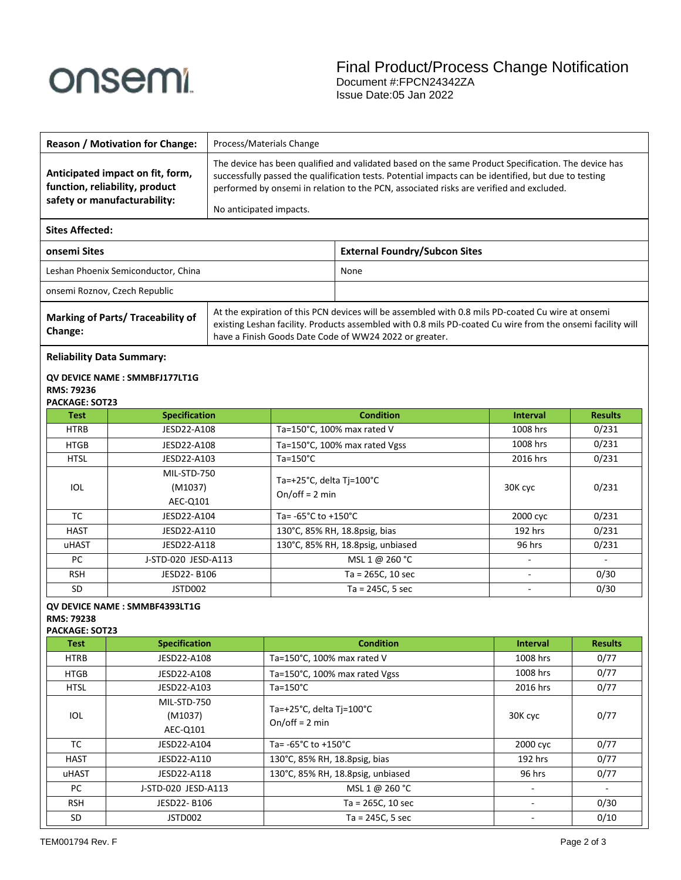# Final Product/Process Change Notification

Document #:FPCN24342ZA
Issue Date:05 Jan 2022

| **Reason / Motivation for Change:** | Process/Materials Change |
|---|---|
| **Anticipated impact on fit, form, function, reliability, product safety or manufacturability:** | The device has been qualified and validated based on the same Product Specification. The device has successfully passed the qualification tests. Potential impacts can be identified, but due to testing performed by onsemi in relation to the PCN, associated risks are verified and excluded.<br><br>No anticipated impacts. |

**Sites Affected:**

| **onsemi Sites** | **External Foundry/Subcon Sites** |
|---|---|
| Leshan Phoenix Semiconductor, China | None |
| onsemi Roznov, Czech Republic | |

| **Marking of Parts/ Traceability of Change:** | At the expiration of this PCN devices will be assembled with 0.8 mils PD-coated Cu wire at onsemi existing Leshan facility. Products assembled with 0.8 mils PD-coated Cu wire from the onsemi facility will have a Finish Goods Date Code of WW24 2022 or greater. |
|---|---|

**Reliability Data Summary:**

**QV DEVICE NAME : SMMBFJ177LT1G**
**RMS: 79236**
**PACKAGE: SOT23**

| Test | Specification | Condition | Interval | Results |
|---|---|---|---|---|
| HTRB | JESD22-A108 | Ta=150°C, 100% max rated V | 1008 hrs | 0/231 |
| HTGB | JESD22-A108 | Ta=150°C, 100% max rated Vgss | 1008 hrs | 0/231 |
| HTSL | JESD22-A103 | Ta=150°C | 2016 hrs | 0/231 |
| IOL | MIL-STD-750 (M1037) AEC-Q101 | Ta=+25°C, delta Tj=100°C On/off = 2 min | 30K cyc | 0/231 |
| TC | JESD22-A104 | Ta= -65°C to +150°C | 2000 cyc | 0/231 |
| HAST | JESD22-A110 | 130°C, 85% RH, 18.8psig, bias | 192 hrs | 0/231 |
| uHAST | JESD22-A118 | 130°C, 85% RH, 18.8psig, unbiased | 96 hrs | 0/231 |
| PC | J-STD-020 JESD-A113 | MSL 1 @ 260 °C | - | - |
| RSH | JESD22- B106 | Ta = 265C, 10 sec | - | 0/30 |
| SD | JSTD002 | Ta = 245C, 5 sec | - | 0/30 |

**QV DEVICE NAME : SMMBF4393LT1G**
**RMS: 79238**
**PACKAGE: SOT23**

| Test | Specification | Condition | Interval | Results |
|---|---|---|---|---|
| HTRB | JESD22-A108 | Ta=150°C, 100% max rated V | 1008 hrs | 0/77 |
| HTGB | JESD22-A108 | Ta=150°C, 100% max rated Vgss | 1008 hrs | 0/77 |
| HTSL | JESD22-A103 | Ta=150°C | 2016 hrs | 0/77 |
| IOL | MIL-STD-750 (M1037) AEC-Q101 | Ta=+25°C, delta Tj=100°C On/off = 2 min | 30K cyc | 0/77 |
| TC | JESD22-A104 | Ta= -65°C to +150°C | 2000 cyc | 0/77 |
| HAST | JESD22-A110 | 130°C, 85% RH, 18.8psig, bias | 192 hrs | 0/77 |
| uHAST | JESD22-A118 | 130°C, 85% RH, 18.8psig, unbiased | 96 hrs | 0/77 |
| PC | J-STD-020 JESD-A113 | MSL 1 @ 260 °C | - | - |
| RSH | JESD22- B106 | Ta = 265C, 10 sec | - | 0/30 |
| SD | JSTD002 | Ta = 245C, 5 sec | - | 0/10 |

TEM001794 Rev. F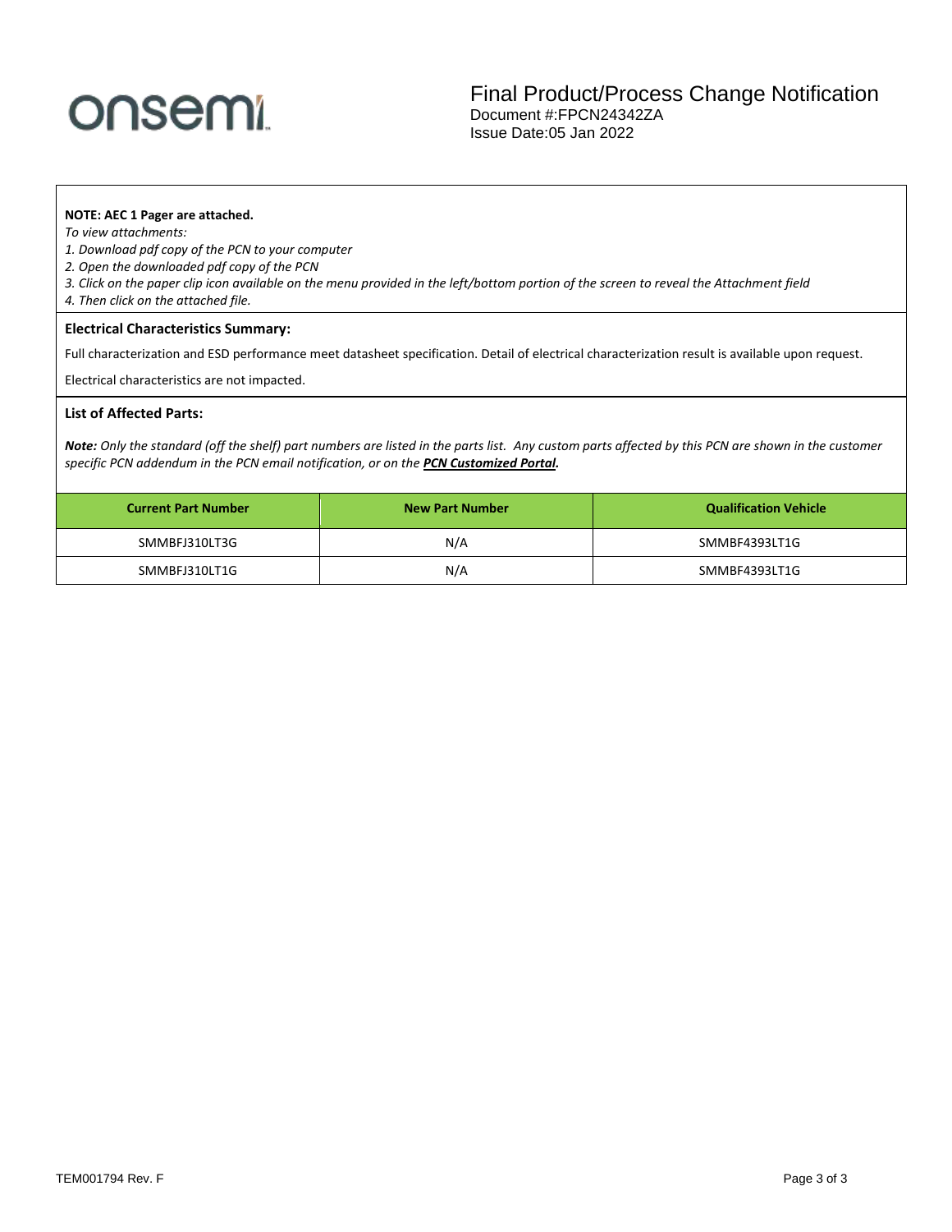**NOTE: AEC 1 Pager are attached.**

*To view attachments:*

*1. Download pdf copy of the PCN to your computer*

*2. Open the downloaded pdf copy of the PCN*

*3. Click on the paper clip icon available on the menu provided in the left/bottom portion of the screen to reveal the Attachment field*

*4. Then click on the attached file.*

### Electrical Characteristics Summary:

Full characterization and ESD performance meet datasheet specification. Detail of electrical characterization result is available upon request.

Electrical characteristics are not impacted.

### List of Affected Parts:

***Note:*** *Only the standard (off the shelf) part numbers are listed in the parts list. Any custom parts affected by this PCN are shown in the customer specific PCN addendum in the PCN email notification, or on the* ***PCN Customized Portal.***

| Current Part Number | New Part Number | Qualification Vehicle |
|---|---|---|
| SMMBFJ310LT3G | N/A | SMMBF4393LT1G |
| SMMBFJ310LT1G | N/A | SMMBF4393LT1G |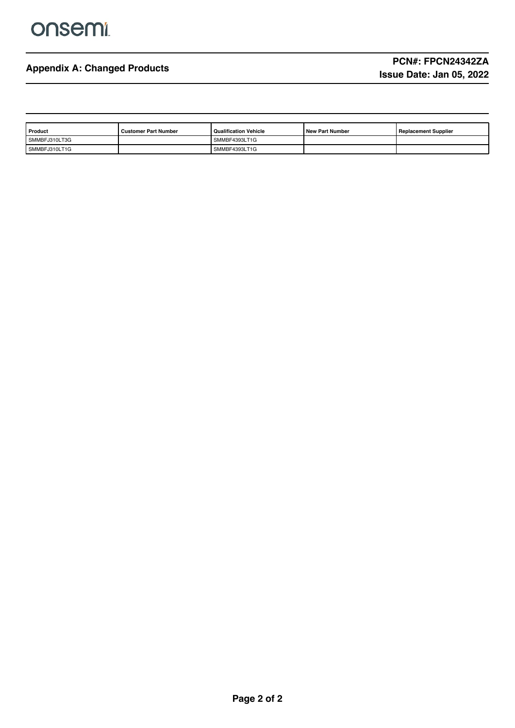## Appendix A: Changed Products

**PCN#: FPCN24342ZA**
**Issue Date: Jan 05, 2022**

| Product | Customer Part Number | Qualification Vehicle | New Part Number | Replacement Supplier |
|---|---|---|---|---|
| SMMBFJ310LT3G | | SMMBF4393LT1G | | |
| SMMBFJ310LT1G | | SMMBF4393LT1G | | |